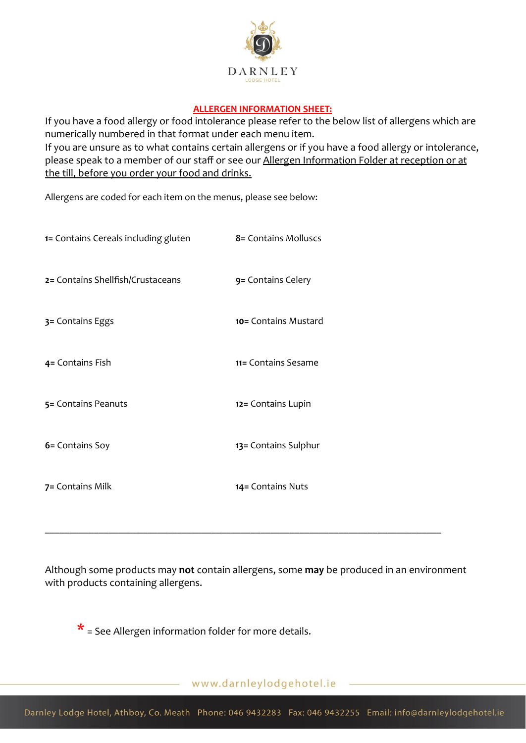DARNLEY

LODGE HOTEL

## ALLERGEN INFORMATION SHEET:

If you have a food allergy or food intolerance please refer to the below list of allergens which are numerically numbered in that format under each menu item.
If you are unsure as to what contains certain allergens or if you have a food allergy or intolerance, please speak to a member of our staff or see our Allergen Information Folder at reception or at the till, before you order your food and drinks.

Allergens are coded for each item on the menus, please see below:

1= Contains Cereals including gluten

2= Contains Shellfish/Crustaceans

3= Contains Eggs

4= Contains Fish

5= Contains Peanuts

6= Contains Soy

7= Contains Milk

8= Contains Molluscs

9= Contains Celery

10= Contains Mustard

11= Contains Sesame

12= Contains Lupin

13= Contains Sulphur

14= Contains Nuts

---

Although some products may **not** contain allergens, some **may** be produced in an environment with products containing allergens.

* = See Allergen information folder for more details.

www.darnleylodgehotel.ie

Darnley Lodge Hotel, Athboy, Co. Meath Phone: 046 9432283 Fax: 046 9432255 Email: info@darnleylodgehotel.ie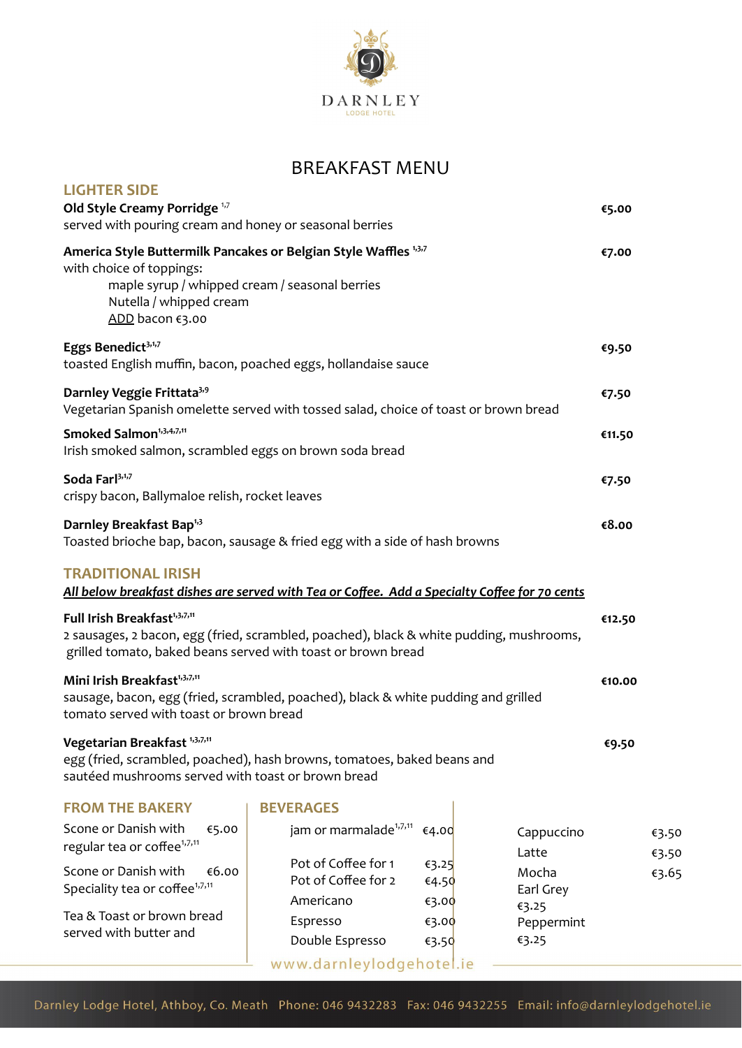DARNLEY

LODGE HOTEL

# BREAKFAST MENU

## LIGHTER SIDE

**Old Style Creamy Porridge** [1,7] — **€5.00**
served with pouring cream and honey or seasonal berries

**America Style Buttermilk Pancakes or Belgian Style Waffles** [1,3,7] — **€7.00**
with choice of toppings:
maple syrup / whipped cream / seasonal berries
Nutella / whipped cream
ADD bacon €3.00

**Eggs Benedict**[3,1,7] — **€9.50**
toasted English muffin, bacon, poached eggs, hollandaise sauce

**Darnley Veggie Frittata**[3,9] — **€7.50**
Vegetarian Spanish omelette served with tossed salad, choice of toast or brown bread

**Smoked Salmon**[1,3,4,7,11] — **€11.50**
Irish smoked salmon, scrambled eggs on brown soda bread

**Soda Farl**[3,1,7] — **€7.50**
crispy bacon, Ballymaloe relish, rocket leaves

**Darnley Breakfast Bap**[1,3] — **€8.00**
Toasted brioche bap, bacon, sausage & fried egg with a side of hash browns

## TRADITIONAL IRISH

***All below breakfast dishes are served with Tea or Coffee. Add a Specialty Coffee for 70 cents***

**Full Irish Breakfast**[1,3,7,11] — **€12.50**
2 sausages, 2 bacon, egg (fried, scrambled, poached), black & white pudding, mushrooms, grilled tomato, baked beans served with toast or brown bread

**Mini Irish Breakfast**[1,3,7,11] — **€10.00**
sausage, bacon, egg (fried, scrambled, poached), black & white pudding and grilled tomato served with toast or brown bread

**Vegetarian Breakfast** [1,3,7,11] — **€9.50**
egg (fried, scrambled, poached), hash browns, tomatoes, baked beans and sautéed mushrooms served with toast or brown bread

## FROM THE BAKERY

| Item | Price |
|---|---|
| Scone or Danish with regular tea or coffee[1,7,11] | €5.00 |
| Scone or Danish with Speciality tea or coffee[1,7,11] | €6.00 |

Tea & Toast or brown bread served with butter and jam or marmalade[1,7,11] — €4.00

## BEVERAGES

| Item | Price |
|---|---|
| Pot of Coffee for 1 | €3.25 |
| Pot of Coffee for 2 | €4.50 |
| Americano | €3.00 |
| Espresso | €3.00 |
| Double Espresso | €3.50 |
| Cappuccino | €3.50 |
| Latte | €3.50 |
| Mocha | €3.65 |
| Earl Grey | €3.25 |
| Peppermint | €3.25 |

www.darnleylodgehotel.ie

Darnley Lodge Hotel, Athboy, Co. Meath Phone: 046 9432283 Fax: 046 9432255 Email: info@darnleylodgehotel.ie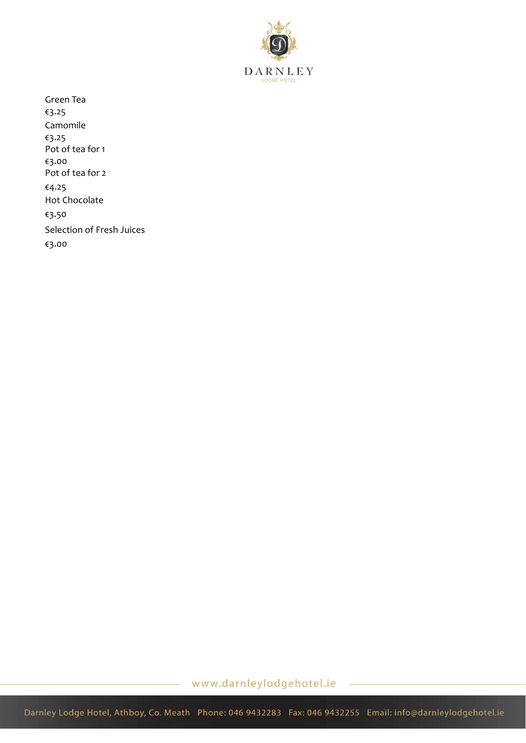Green Tea

€3.25

Camomile

€3.25

Pot of tea for 1

€3.00

Pot of tea for 2

€4.25

Hot Chocolate

€3.50

Selection of Fresh Juices

€3.00